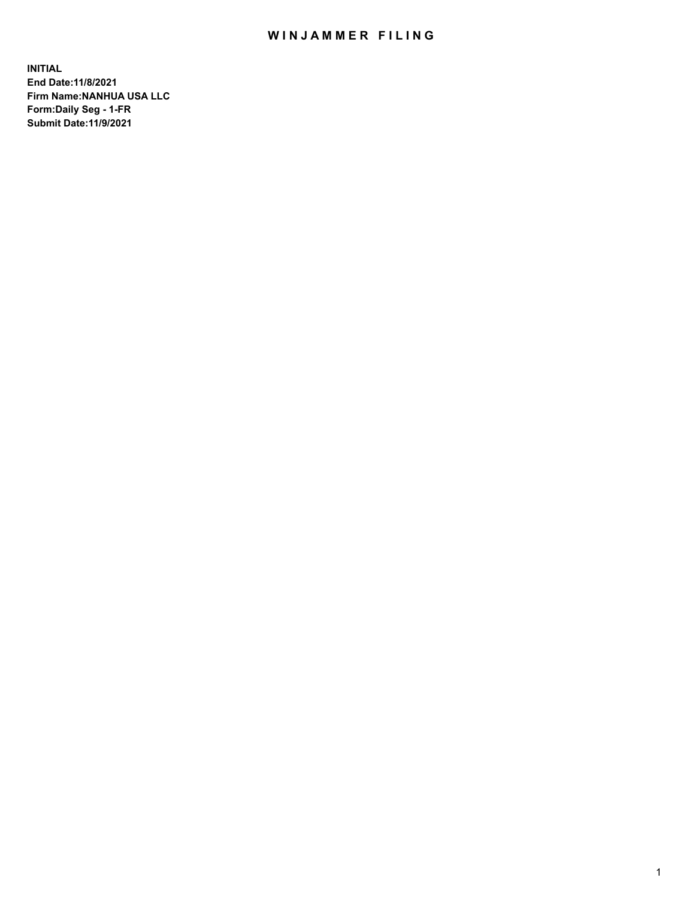# WINJAMMER FILING

**INITIAL**
**End Date:11/8/2021**
**Firm Name:NANHUA USA LLC**
**Form:Daily Seg - 1-FR**
**Submit Date:11/9/2021**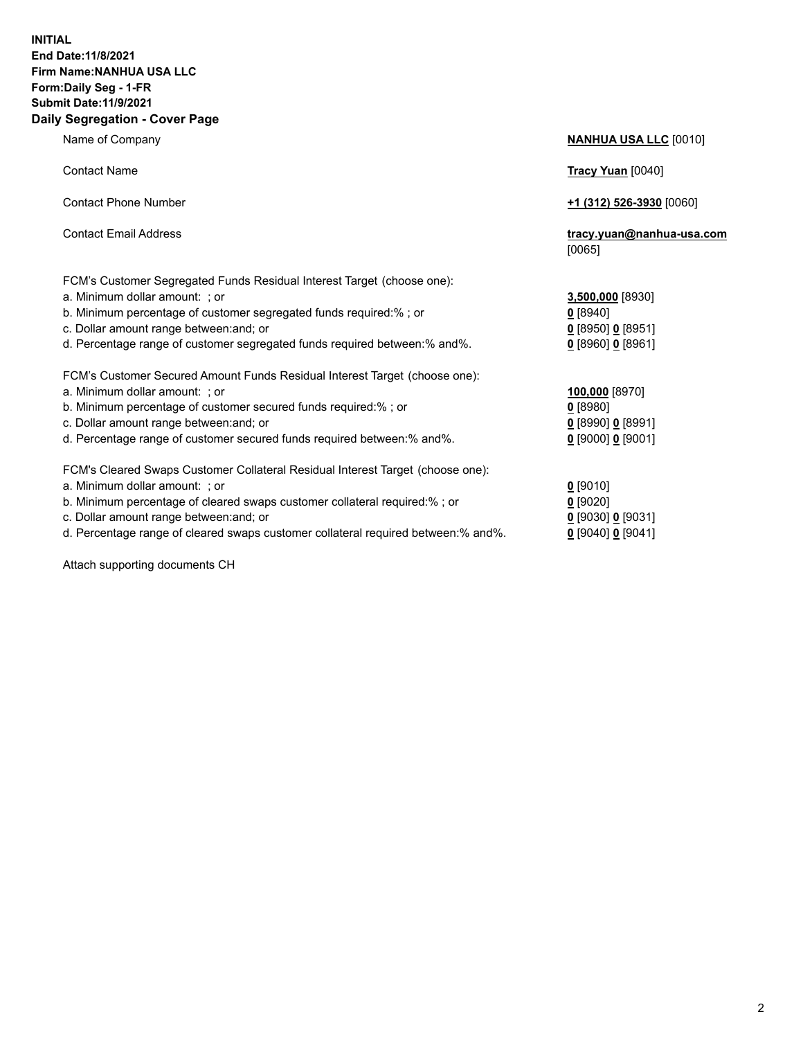**INITIAL**
**End Date:11/8/2021**
**Firm Name:NANHUA USA LLC**
**Form:Daily Seg - 1-FR**
**Submit Date:11/9/2021**

## Daily Segregation - Cover Page

| | |
|---|---|
| Name of Company | **NANHUA USA LLC** [0010] |
| Contact Name | **Tracy Yuan** [0040] |
| Contact Phone Number | **+1 (312) 526-3930** [0060] |
| Contact Email Address | **tracy.yuan@nanhua-usa.com** [0065] |

FCM's Customer Segregated Funds Residual Interest Target (choose one):

| | |
|---|---|
| a. Minimum dollar amount: ; or | **3,500,000** [8930] |
| b. Minimum percentage of customer segregated funds required:% ; or | **0** [8940] |
| c. Dollar amount range between:and; or | **0** [8950] **0** [8951] |
| d. Percentage range of customer segregated funds required between:% and%. | **0** [8960] **0** [8961] |

FCM's Customer Secured Amount Funds Residual Interest Target (choose one):

| | |
|---|---|
| a. Minimum dollar amount: ; or | **100,000** [8970] |
| b. Minimum percentage of customer secured funds required:% ; or | **0** [8980] |
| c. Dollar amount range between:and; or | **0** [8990] **0** [8991] |
| d. Percentage range of customer secured funds required between:% and%. | **0** [9000] **0** [9001] |

FCM's Cleared Swaps Customer Collateral Residual Interest Target (choose one):

| | |
|---|---|
| a. Minimum dollar amount: ; or | **0** [9010] |
| b. Minimum percentage of cleared swaps customer collateral required:% ; or | **0** [9020] |
| c. Dollar amount range between:and; or | **0** [9030] **0** [9031] |
| d. Percentage range of cleared swaps customer collateral required between:% and%. | **0** [9040] **0** [9041] |

Attach supporting documents CH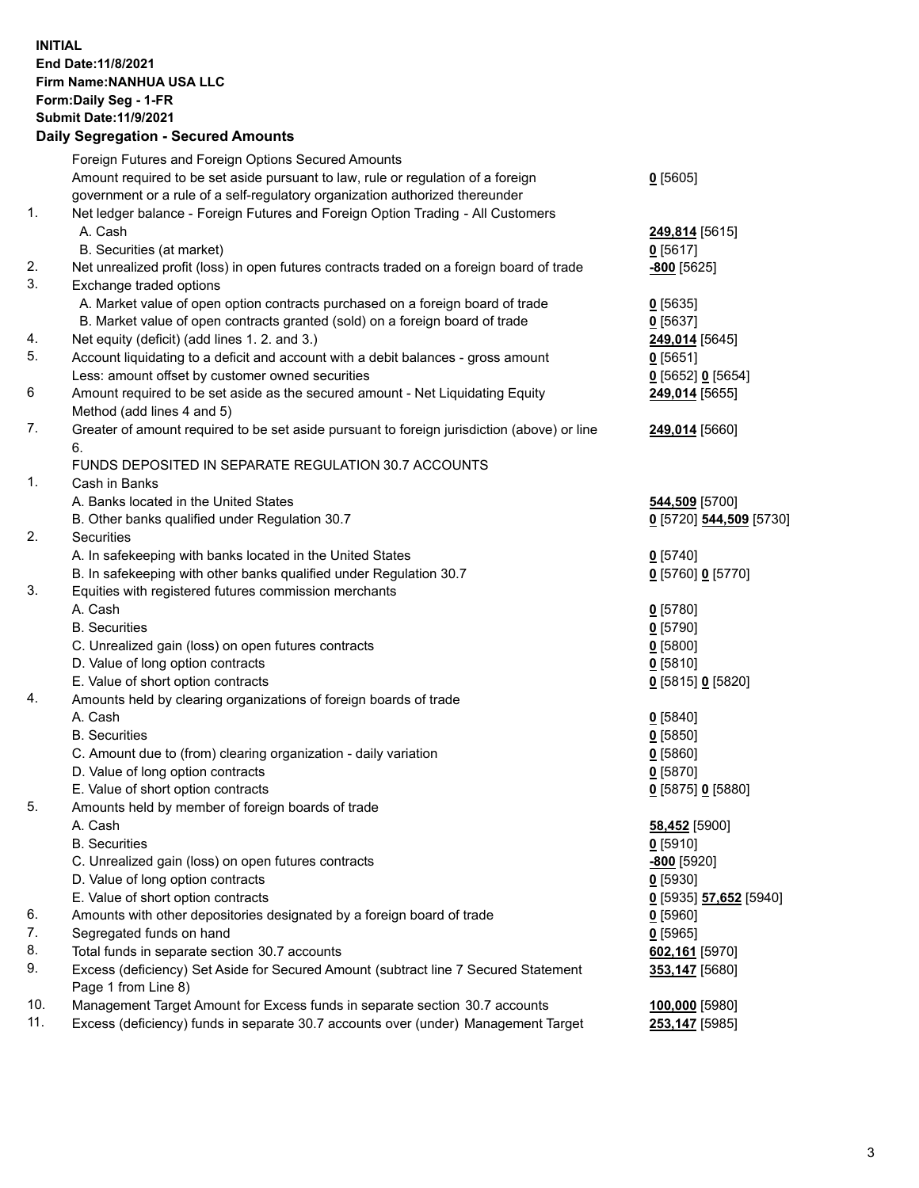**INITIAL**
**End Date:11/8/2021**
**Firm Name:NANHUA USA LLC**
**Form:Daily Seg - 1-FR**
**Submit Date:11/9/2021**

## Daily Segregation - Secured Amounts

| | | |
|---|---|---|
| | Foreign Futures and Foreign Options Secured Amounts | |
| | Amount required to be set aside pursuant to law, rule or regulation of a foreign government or a rule of a self-regulatory organization authorized thereunder | **0** [5605] |
| 1. | Net ledger balance - Foreign Futures and Foreign Option Trading - All Customers | |
| | A. Cash | **249,814** [5615] |
| | B. Securities (at market) | **0** [5617] |
| 2. | Net unrealized profit (loss) in open futures contracts traded on a foreign board of trade | **-800** [5625] |
| 3. | Exchange traded options | |
| | A. Market value of open option contracts purchased on a foreign board of trade | **0** [5635] |
| | B. Market value of open contracts granted (sold) on a foreign board of trade | **0** [5637] |
| 4. | Net equity (deficit) (add lines 1. 2. and 3.) | **249,014** [5645] |
| 5. | Account liquidating to a deficit and account with a debit balances - gross amount | **0** [5651] |
| | Less: amount offset by customer owned securities | **0** [5652] **0** [5654] |
| 6 | Amount required to be set aside as the secured amount - Net Liquidating Equity Method (add lines 4 and 5) | **249,014** [5655] |
| 7. | Greater of amount required to be set aside pursuant to foreign jurisdiction (above) or line 6. | **249,014** [5660] |
| | FUNDS DEPOSITED IN SEPARATE REGULATION 30.7 ACCOUNTS | |
| 1. | Cash in Banks | |
| | A. Banks located in the United States | **544,509** [5700] |
| | B. Other banks qualified under Regulation 30.7 | **0** [5720] **544,509** [5730] |
| 2. | Securities | |
| | A. In safekeeping with banks located in the United States | **0** [5740] |
| | B. In safekeeping with other banks qualified under Regulation 30.7 | **0** [5760] **0** [5770] |
| 3. | Equities with registered futures commission merchants | |
| | A. Cash | **0** [5780] |
| | B. Securities | **0** [5790] |
| | C. Unrealized gain (loss) on open futures contracts | **0** [5800] |
| | D. Value of long option contracts | **0** [5810] |
| | E. Value of short option contracts | **0** [5815] **0** [5820] |
| 4. | Amounts held by clearing organizations of foreign boards of trade | |
| | A. Cash | **0** [5840] |
| | B. Securities | **0** [5850] |
| | C. Amount due to (from) clearing organization - daily variation | **0** [5860] |
| | D. Value of long option contracts | **0** [5870] |
| | E. Value of short option contracts | **0** [5875] **0** [5880] |
| 5. | Amounts held by member of foreign boards of trade | |
| | A. Cash | **58,452** [5900] |
| | B. Securities | **0** [5910] |
| | C. Unrealized gain (loss) on open futures contracts | **-800** [5920] |
| | D. Value of long option contracts | **0** [5930] |
| | E. Value of short option contracts | **0** [5935] **57,652** [5940] |
| 6. | Amounts with other depositories designated by a foreign board of trade | **0** [5960] |
| 7. | Segregated funds on hand | **0** [5965] |
| 8. | Total funds in separate section 30.7 accounts | **602,161** [5970] |
| 9. | Excess (deficiency) Set Aside for Secured Amount (subtract line 7 Secured Statement Page 1 from Line 8) | **353,147** [5680] |
| 10. | Management Target Amount for Excess funds in separate section 30.7 accounts | **100,000** [5980] |
| 11. | Excess (deficiency) funds in separate 30.7 accounts over (under) Management Target | **253,147** [5985] |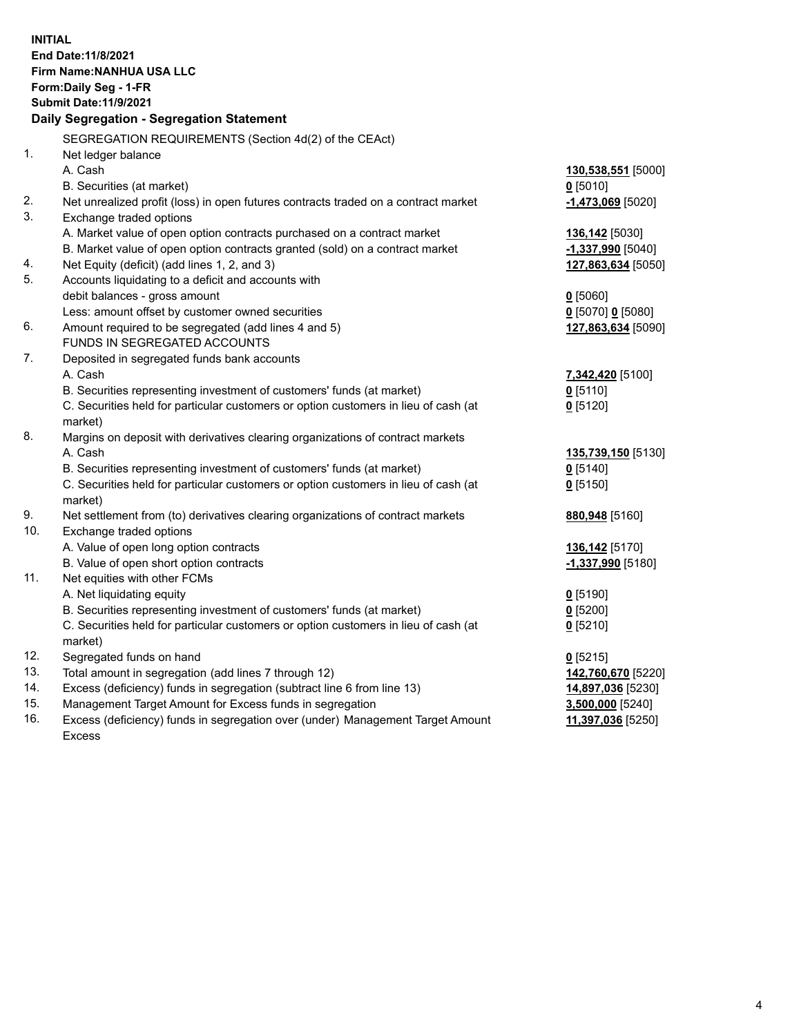**INITIAL**
**End Date:11/8/2021**
**Firm Name:NANHUA USA LLC**
**Form:Daily Seg - 1-FR**
**Submit Date:11/9/2021**

## Daily Segregation - Segregation Statement

| | | |
|---|---|---|
| | SEGREGATION REQUIREMENTS (Section 4d(2) of the CEAct) | |
| 1. | Net ledger balance | |
| | A. Cash | **130,538,551** [5000] |
| | B. Securities (at market) | **0** [5010] |
| 2. | Net unrealized profit (loss) in open futures contracts traded on a contract market | **-1,473,069** [5020] |
| 3. | Exchange traded options | |
| | A. Market value of open option contracts purchased on a contract market | **136,142** [5030] |
| | B. Market value of open option contracts granted (sold) on a contract market | **-1,337,990** [5040] |
| 4. | Net Equity (deficit) (add lines 1, 2, and 3) | **127,863,634** [5050] |
| 5. | Accounts liquidating to a deficit and accounts with debit balances - gross amount | **0** [5060] |
| | Less: amount offset by customer owned securities | **0** [5070] **0** [5080] |
| 6. | Amount required to be segregated (add lines 4 and 5) | **127,863,634** [5090] |
| | FUNDS IN SEGREGATED ACCOUNTS | |
| 7. | Deposited in segregated funds bank accounts | |
| | A. Cash | **7,342,420** [5100] |
| | B. Securities representing investment of customers' funds (at market) | **0** [5110] |
| | C. Securities held for particular customers or option customers in lieu of cash (at market) | **0** [5120] |
| 8. | Margins on deposit with derivatives clearing organizations of contract markets | |
| | A. Cash | **135,739,150** [5130] |
| | B. Securities representing investment of customers' funds (at market) | **0** [5140] |
| | C. Securities held for particular customers or option customers in lieu of cash (at market) | **0** [5150] |
| 9. | Net settlement from (to) derivatives clearing organizations of contract markets | **880,948** [5160] |
| 10. | Exchange traded options | |
| | A. Value of open long option contracts | **136,142** [5170] |
| | B. Value of open short option contracts | **-1,337,990** [5180] |
| 11. | Net equities with other FCMs | |
| | A. Net liquidating equity | **0** [5190] |
| | B. Securities representing investment of customers' funds (at market) | **0** [5200] |
| | C. Securities held for particular customers or option customers in lieu of cash (at market) | **0** [5210] |
| 12. | Segregated funds on hand | **0** [5215] |
| 13. | Total amount in segregation (add lines 7 through 12) | **142,760,670** [5220] |
| 14. | Excess (deficiency) funds in segregation (subtract line 6 from line 13) | **14,897,036** [5230] |
| 15. | Management Target Amount for Excess funds in segregation | **3,500,000** [5240] |
| 16. | Excess (deficiency) funds in segregation over (under) Management Target Amount Excess | **11,397,036** [5250] |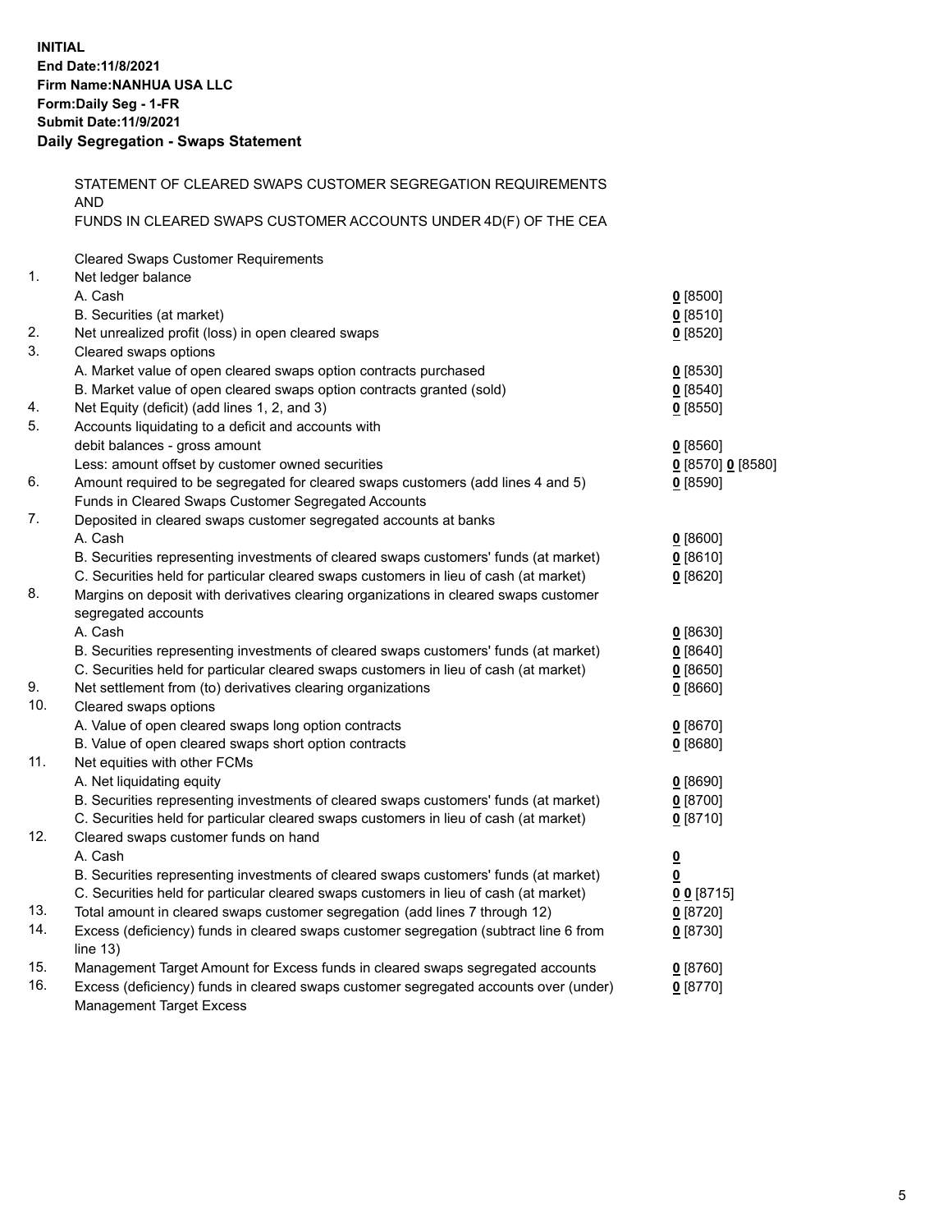**INITIAL**
**End Date:11/8/2021**
**Firm Name:NANHUA USA LLC**
**Form:Daily Seg - 1-FR**
**Submit Date:11/9/2021**
**Daily Segregation - Swaps Statement**

STATEMENT OF CLEARED SWAPS CUSTOMER SEGREGATION REQUIREMENTS AND FUNDS IN CLEARED SWAPS CUSTOMER ACCOUNTS UNDER 4D(F) OF THE CEA

| | | |
|---|---|---|
| | Cleared Swaps Customer Requirements | |
| 1. | Net ledger balance | |
| | A. Cash | 0 [8500] |
| | B. Securities (at market) | 0 [8510] |
| 2. | Net unrealized profit (loss) in open cleared swaps | 0 [8520] |
| 3. | Cleared swaps options | |
| | A. Market value of open cleared swaps option contracts purchased | 0 [8530] |
| | B. Market value of open cleared swaps option contracts granted (sold) | 0 [8540] |
| 4. | Net Equity (deficit) (add lines 1, 2, and 3) | 0 [8550] |
| 5. | Accounts liquidating to a deficit and accounts with | |
| | debit balances - gross amount | 0 [8560] |
| | Less: amount offset by customer owned securities | 0 [8570] 0 [8580] |
| 6. | Amount required to be segregated for cleared swaps customers (add lines 4 and 5) | 0 [8590] |
| | Funds in Cleared Swaps Customer Segregated Accounts | |
| 7. | Deposited in cleared swaps customer segregated accounts at banks | |
| | A. Cash | 0 [8600] |
| | B. Securities representing investments of cleared swaps customers' funds (at market) | 0 [8610] |
| | C. Securities held for particular cleared swaps customers in lieu of cash (at market) | 0 [8620] |
| 8. | Margins on deposit with derivatives clearing organizations in cleared swaps customer segregated accounts | |
| | A. Cash | 0 [8630] |
| | B. Securities representing investments of cleared swaps customers' funds (at market) | 0 [8640] |
| | C. Securities held for particular cleared swaps customers in lieu of cash (at market) | 0 [8650] |
| 9. | Net settlement from (to) derivatives clearing organizations | 0 [8660] |
| 10. | Cleared swaps options | |
| | A. Value of open cleared swaps long option contracts | 0 [8670] |
| | B. Value of open cleared swaps short option contracts | 0 [8680] |
| 11. | Net equities with other FCMs | |
| | A. Net liquidating equity | 0 [8690] |
| | B. Securities representing investments of cleared swaps customers' funds (at market) | 0 [8700] |
| | C. Securities held for particular cleared swaps customers in lieu of cash (at market) | 0 [8710] |
| 12. | Cleared swaps customer funds on hand | |
| | A. Cash | 0 |
| | B. Securities representing investments of cleared swaps customers' funds (at market) | 0 |
| | C. Securities held for particular cleared swaps customers in lieu of cash (at market) | 0 0 [8715] |
| 13. | Total amount in cleared swaps customer segregation (add lines 7 through 12) | 0 [8720] |
| 14. | Excess (deficiency) funds in cleared swaps customer segregation (subtract line 6 from line 13) | 0 [8730] |
| 15. | Management Target Amount for Excess funds in cleared swaps segregated accounts | 0 [8760] |
| 16. | Excess (deficiency) funds in cleared swaps customer segregated accounts over (under) Management Target Excess | 0 [8770] |